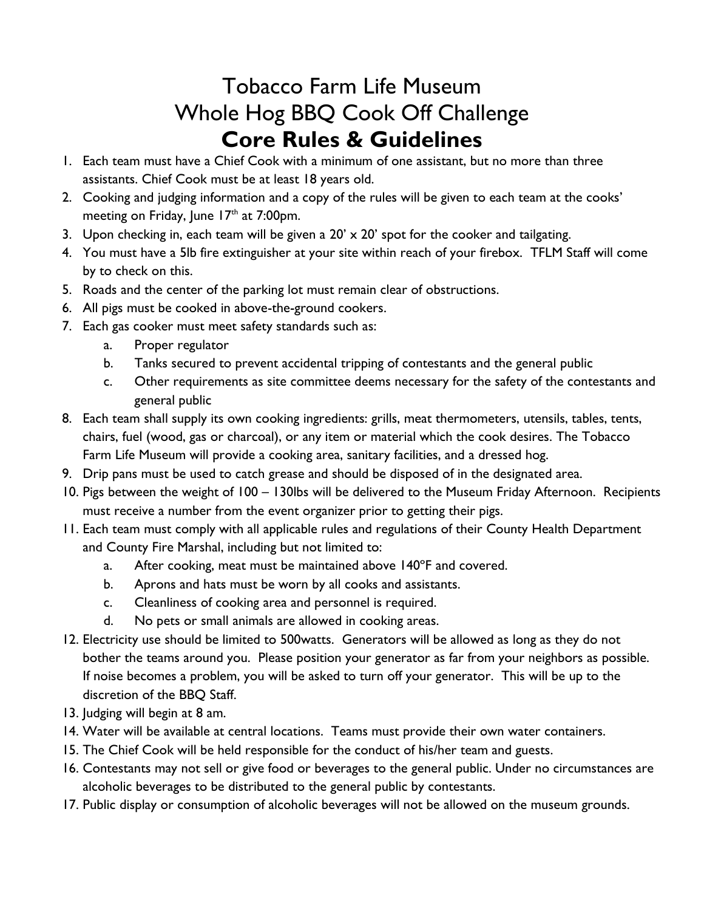# Tobacco Farm Life Museum
# Whole Hog BBQ Cook Off Challenge
# **Core Rules & Guidelines**

1. Each team must have a Chief Cook with a minimum of one assistant, but no more than three assistants. Chief Cook must be at least 18 years old.
2. Cooking and judging information and a copy of the rules will be given to each team at the cooks' meeting on Friday, June 17th at 7:00pm.
3. Upon checking in, each team will be given a 20' x 20' spot for the cooker and tailgating.
4. You must have a 5lb fire extinguisher at your site within reach of your firebox. TFLM Staff will come by to check on this.
5. Roads and the center of the parking lot must remain clear of obstructions.
6. All pigs must be cooked in above-the-ground cookers.
7. Each gas cooker must meet safety standards such as:
   a. Proper regulator
   b. Tanks secured to prevent accidental tripping of contestants and the general public
   c. Other requirements as site committee deems necessary for the safety of the contestants and general public
8. Each team shall supply its own cooking ingredients: grills, meat thermometers, utensils, tables, tents, chairs, fuel (wood, gas or charcoal), or any item or material which the cook desires. The Tobacco Farm Life Museum will provide a cooking area, sanitary facilities, and a dressed hog.
9. Drip pans must be used to catch grease and should be disposed of in the designated area.
10. Pigs between the weight of 100 – 130lbs will be delivered to the Museum Friday Afternoon. Recipients must receive a number from the event organizer prior to getting their pigs.
11. Each team must comply with all applicable rules and regulations of their County Health Department and County Fire Marshal, including but not limited to:
    a. After cooking, meat must be maintained above 140ºF and covered.
    b. Aprons and hats must be worn by all cooks and assistants.
    c. Cleanliness of cooking area and personnel is required.
    d. No pets or small animals are allowed in cooking areas.
12. Electricity use should be limited to 500watts. Generators will be allowed as long as they do not bother the teams around you. Please position your generator as far from your neighbors as possible. If noise becomes a problem, you will be asked to turn off your generator. This will be up to the discretion of the BBQ Staff.
13. Judging will begin at 8 am.
14. Water will be available at central locations. Teams must provide their own water containers.
15. The Chief Cook will be held responsible for the conduct of his/her team and guests.
16. Contestants may not sell or give food or beverages to the general public. Under no circumstances are alcoholic beverages to be distributed to the general public by contestants.
17. Public display or consumption of alcoholic beverages will not be allowed on the museum grounds.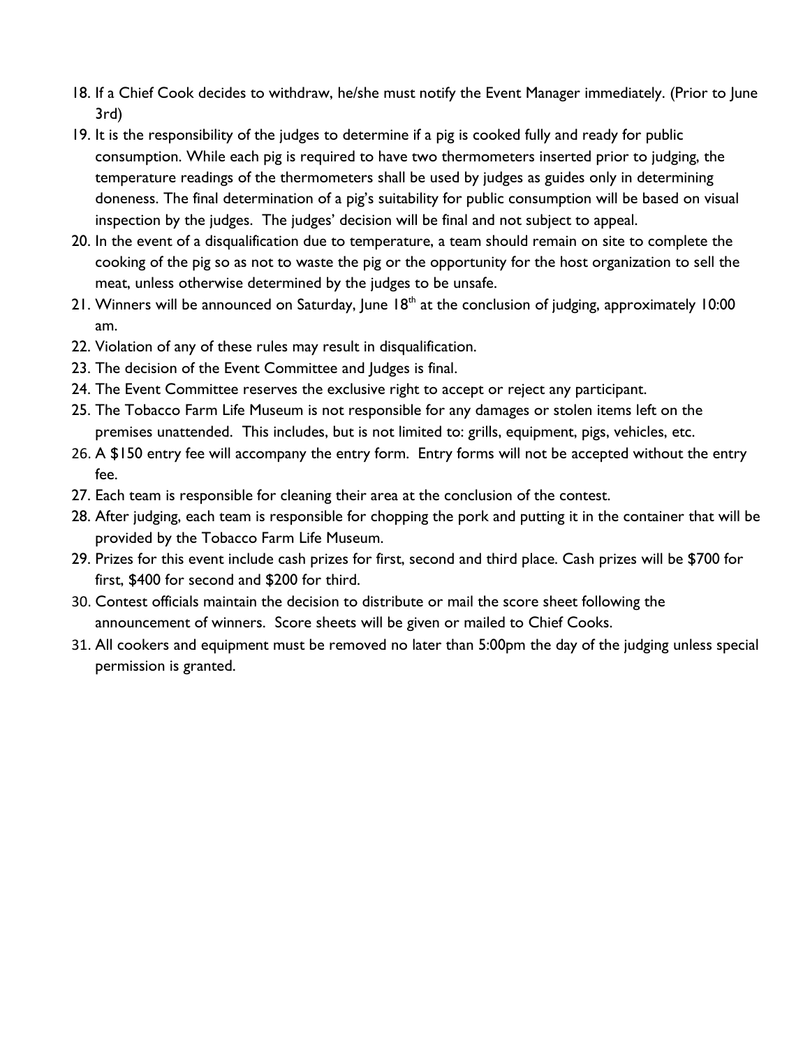18. If a Chief Cook decides to withdraw, he/she must notify the Event Manager immediately. (Prior to June 3rd)
19. It is the responsibility of the judges to determine if a pig is cooked fully and ready for public consumption. While each pig is required to have two thermometers inserted prior to judging, the temperature readings of the thermometers shall be used by judges as guides only in determining doneness. The final determination of a pig's suitability for public consumption will be based on visual inspection by the judges. The judges' decision will be final and not subject to appeal.
20. In the event of a disqualification due to temperature, a team should remain on site to complete the cooking of the pig so as not to waste the pig or the opportunity for the host organization to sell the meat, unless otherwise determined by the judges to be unsafe.
21. Winners will be announced on Saturday, June 18th at the conclusion of judging, approximately 10:00 am.
22. Violation of any of these rules may result in disqualification.
23. The decision of the Event Committee and Judges is final.
24. The Event Committee reserves the exclusive right to accept or reject any participant.
25. The Tobacco Farm Life Museum is not responsible for any damages or stolen items left on the premises unattended. This includes, but is not limited to: grills, equipment, pigs, vehicles, etc.
26. A $150 entry fee will accompany the entry form. Entry forms will not be accepted without the entry fee.
27. Each team is responsible for cleaning their area at the conclusion of the contest.
28. After judging, each team is responsible for chopping the pork and putting it in the container that will be provided by the Tobacco Farm Life Museum.
29. Prizes for this event include cash prizes for first, second and third place. Cash prizes will be $700 for first, $400 for second and $200 for third.
30. Contest officials maintain the decision to distribute or mail the score sheet following the announcement of winners. Score sheets will be given or mailed to Chief Cooks.
31. All cookers and equipment must be removed no later than 5:00pm the day of the judging unless special permission is granted.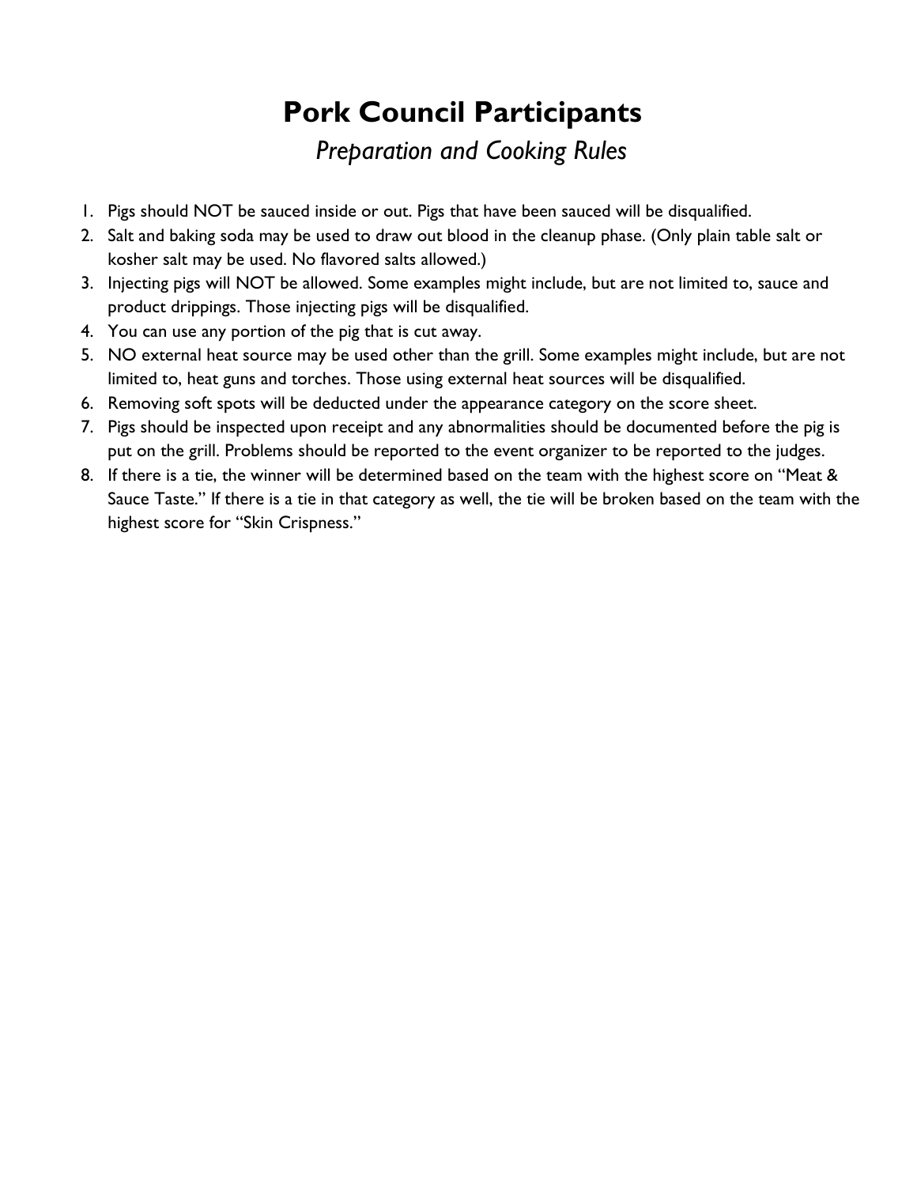# Pork Council Participants

*Preparation and Cooking Rules*

1. Pigs should NOT be sauced inside or out. Pigs that have been sauced will be disqualified.
2. Salt and baking soda may be used to draw out blood in the cleanup phase. (Only plain table salt or kosher salt may be used. No flavored salts allowed.)
3. Injecting pigs will NOT be allowed. Some examples might include, but are not limited to, sauce and product drippings. Those injecting pigs will be disqualified.
4. You can use any portion of the pig that is cut away.
5. NO external heat source may be used other than the grill. Some examples might include, but are not limited to, heat guns and torches. Those using external heat sources will be disqualified.
6. Removing soft spots will be deducted under the appearance category on the score sheet.
7. Pigs should be inspected upon receipt and any abnormalities should be documented before the pig is put on the grill. Problems should be reported to the event organizer to be reported to the judges.
8. If there is a tie, the winner will be determined based on the team with the highest score on "Meat & Sauce Taste." If there is a tie in that category as well, the tie will be broken based on the team with the highest score for "Skin Crispness."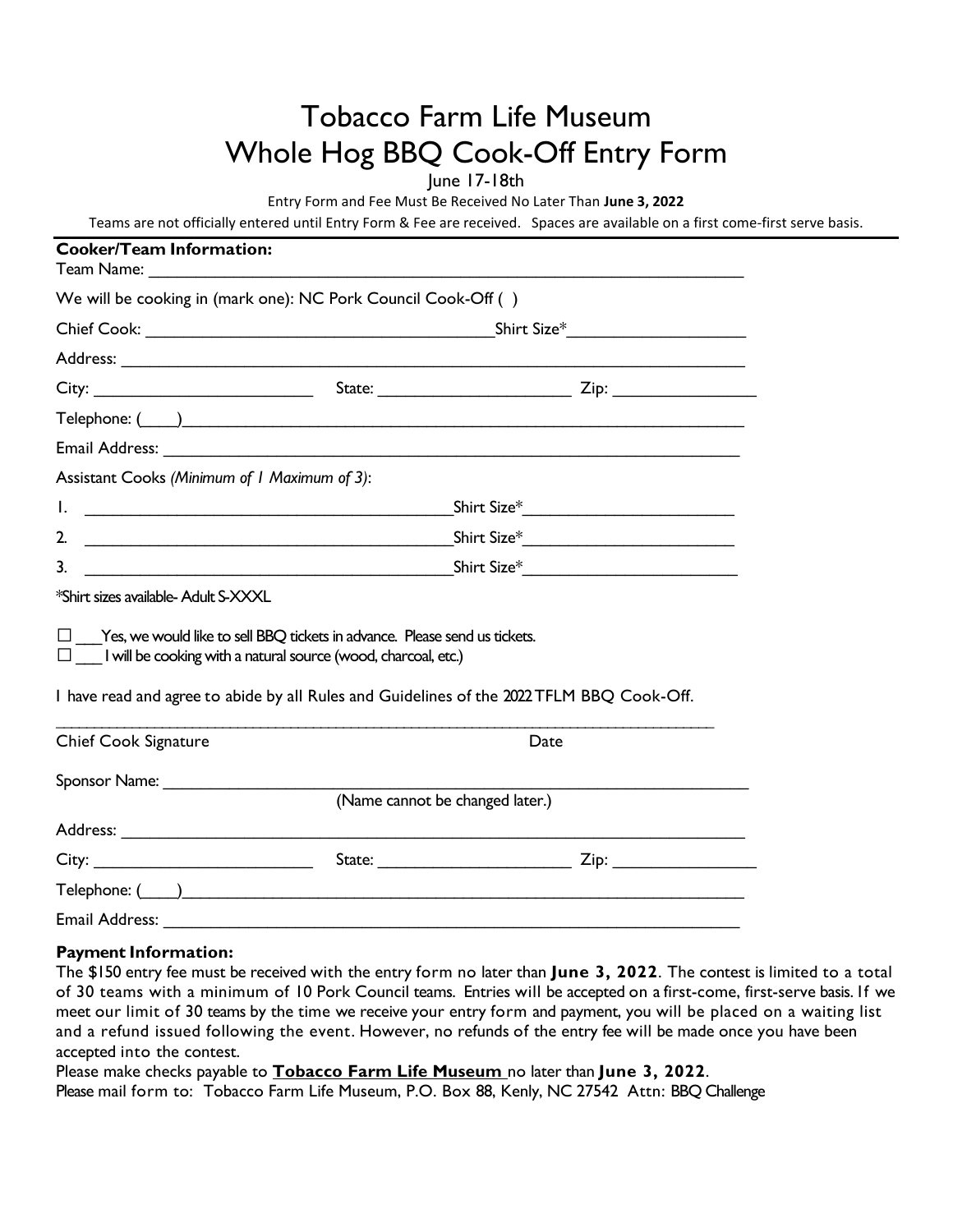# Tobacco Farm Life Museum
# Whole Hog BBQ Cook-Off Entry Form

June 17-18th

Entry Form and Fee Must Be Received No Later Than **June 3, 2022**

Teams are not officially entered until Entry Form & Fee are received. Spaces are available on a first come-first serve basis.

---

**Cooker/Team Information:**

Team Name: ____________________________________________________________

We will be cooking in (mark one): NC Pork Council Cook-Off ( )

Chief Cook: ____________________________________ Shirt Size* __________________

Address: ____________________________________________________________

City: ______________________ State: ____________________ Zip: _______________

Telephone: (____)______________________________________________________

Email Address: ________________________________________________________

Assistant Cooks *(Minimum of 1 Maximum of 3)*:

1. ______________________________________ Shirt Size* ______________________
2. ______________________________________ Shirt Size* ______________________
3. ______________________________________ Shirt Size* ______________________

*Shirt sizes available- Adult S-XXXL

☐ ___Yes, we would like to sell BBQ tickets in advance. Please send us tickets.
☐ ___ I will be cooking with a natural source (wood, charcoal, etc.)

I have read and agree to abide by all Rules and Guidelines of the 2022 TFLM BBQ Cook-Off.

______________________________________________________________________

Chief Cook Signature                                        Date

Sponsor Name: ________________________________________________________
(Name cannot be changed later.)

Address: ____________________________________________________________

City: ______________________ State: ____________________ Zip: _______________

Telephone: (____)______________________________________________________

Email Address: ________________________________________________________

**Payment Information:**

The $150 entry fee must be received with the entry form no later than **June 3, 2022**. The contest is limited to a total of 30 teams with a minimum of 10 Pork Council teams. Entries will be accepted on a first-come, first-serve basis. If we meet our limit of 30 teams by the time we receive your entry form and payment, you will be placed on a waiting list and a refund issued following the event. However, no refunds of the entry fee will be made once you have been accepted into the contest.

Please make checks payable to **Tobacco Farm Life Museum** no later than **June 3, 2022**.

Please mail form to: Tobacco Farm Life Museum, P.O. Box 88, Kenly, NC 27542 Attn: BBQ Challenge